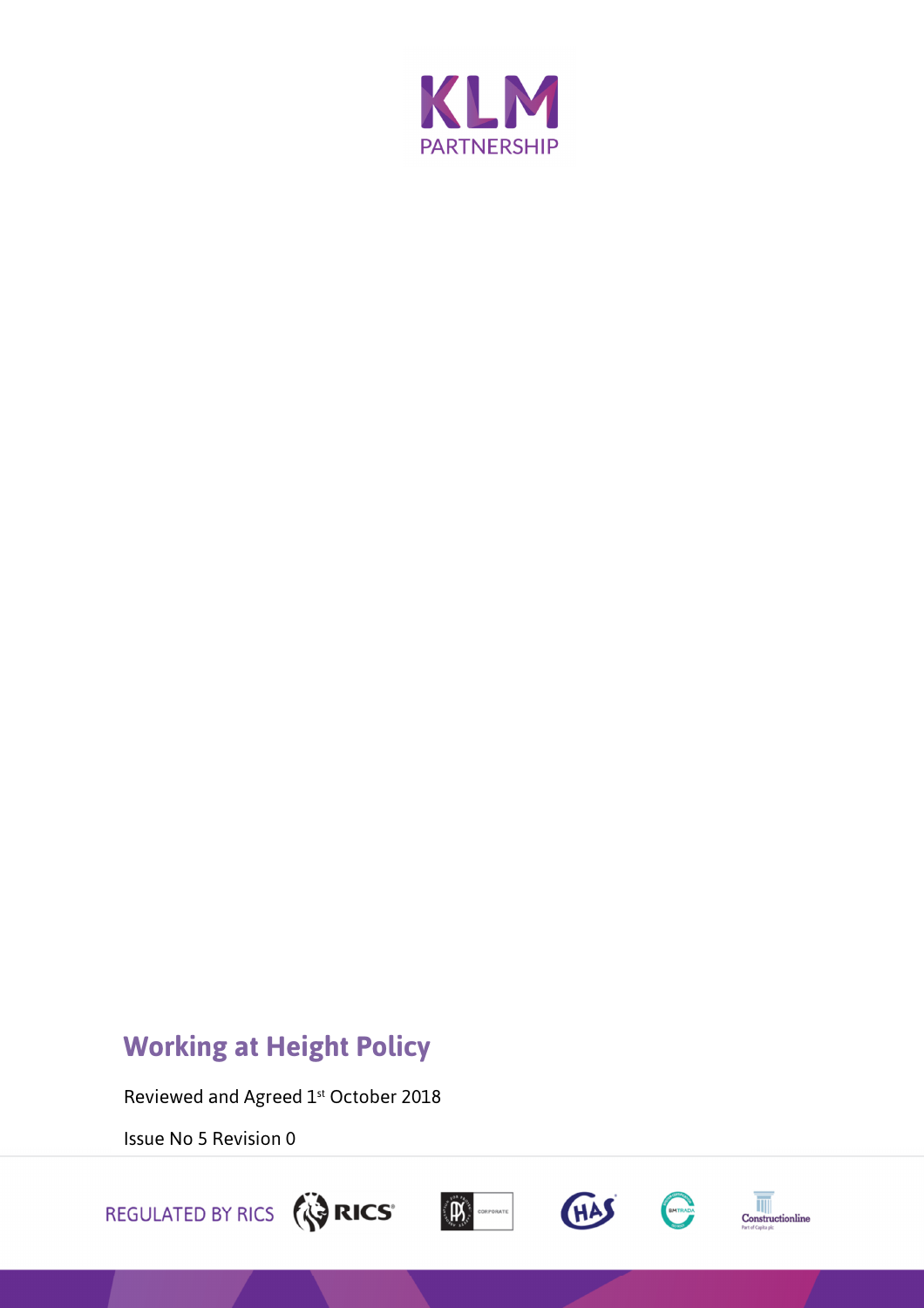KLM PARTNERSHIP

# Working at Height Policy

Reviewed and Agreed 1st October 2018

Issue No 5 Revision 0

REGULATED BY RICS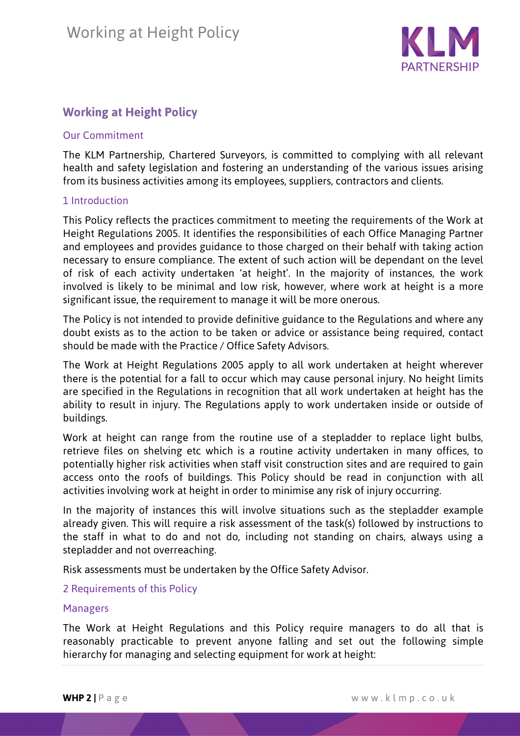# Working at Height Policy

## Our Commitment

The KLM Partnership, Chartered Surveyors, is committed to complying with all relevant health and safety legislation and fostering an understanding of the various issues arising from its business activities among its employees, suppliers, contractors and clients.

## 1 Introduction

This Policy reflects the practices commitment to meeting the requirements of the Work at Height Regulations 2005. It identifies the responsibilities of each Office Managing Partner and employees and provides guidance to those charged on their behalf with taking action necessary to ensure compliance. The extent of such action will be dependant on the level of risk of each activity undertaken 'at height'. In the majority of instances, the work involved is likely to be minimal and low risk, however, where work at height is a more significant issue, the requirement to manage it will be more onerous.

The Policy is not intended to provide definitive guidance to the Regulations and where any doubt exists as to the action to be taken or advice or assistance being required, contact should be made with the Practice / Office Safety Advisors.

The Work at Height Regulations 2005 apply to all work undertaken at height wherever there is the potential for a fall to occur which may cause personal injury. No height limits are specified in the Regulations in recognition that all work undertaken at height has the ability to result in injury. The Regulations apply to work undertaken inside or outside of buildings.

Work at height can range from the routine use of a stepladder to replace light bulbs, retrieve files on shelving etc which is a routine activity undertaken in many offices, to potentially higher risk activities when staff visit construction sites and are required to gain access onto the roofs of buildings. This Policy should be read in conjunction with all activities involving work at height in order to minimise any risk of injury occurring.

In the majority of instances this will involve situations such as the stepladder example already given. This will require a risk assessment of the task(s) followed by instructions to the staff in what to do and not do, including not standing on chairs, always using a stepladder and not overreaching.

Risk assessments must be undertaken by the Office Safety Advisor.

## 2 Requirements of this Policy

### Managers

The Work at Height Regulations and this Policy require managers to do all that is reasonably practicable to prevent anyone falling and set out the following simple hierarchy for managing and selecting equipment for work at height: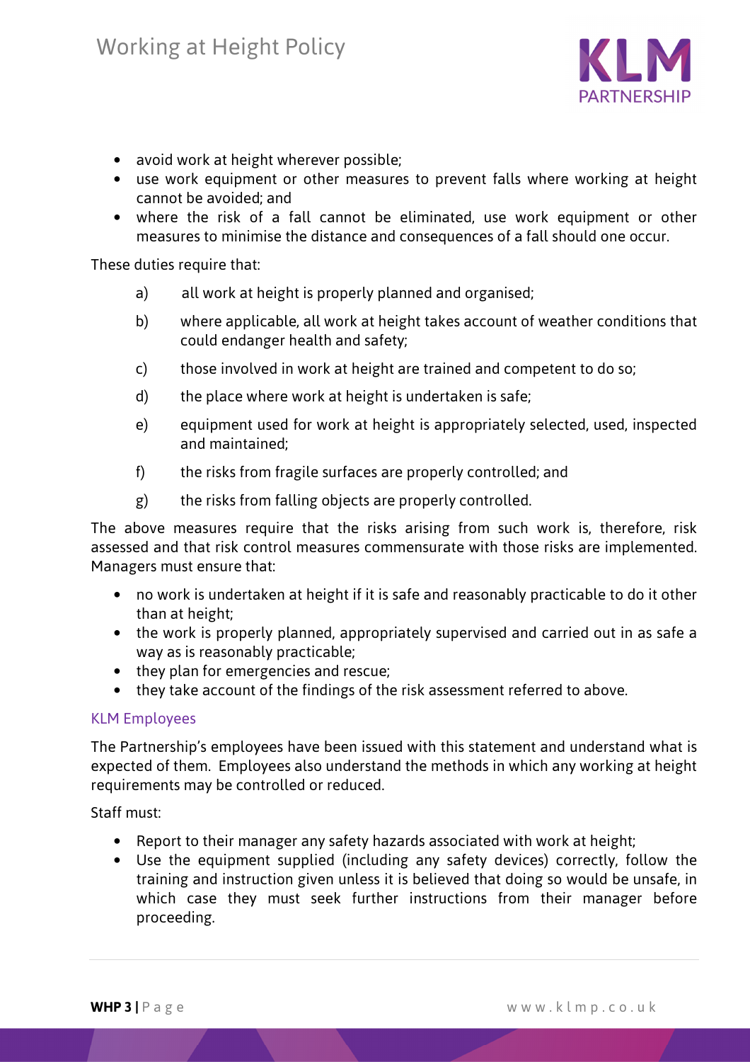- avoid work at height wherever possible;
- use work equipment or other measures to prevent falls where working at height cannot be avoided; and
- where the risk of a fall cannot be eliminated, use work equipment or other measures to minimise the distance and consequences of a fall should one occur.

These duties require that:

a) all work at height is properly planned and organised;

b) where applicable, all work at height takes account of weather conditions that could endanger health and safety;

c) those involved in work at height are trained and competent to do so;

d) the place where work at height is undertaken is safe;

e) equipment used for work at height is appropriately selected, used, inspected and maintained;

f) the risks from fragile surfaces are properly controlled; and

g) the risks from falling objects are properly controlled.

The above measures require that the risks arising from such work is, therefore, risk assessed and that risk control measures commensurate with those risks are implemented. Managers must ensure that:

- no work is undertaken at height if it is safe and reasonably practicable to do it other than at height;
- the work is properly planned, appropriately supervised and carried out in as safe a way as is reasonably practicable;
- they plan for emergencies and rescue;
- they take account of the findings of the risk assessment referred to above.

### KLM Employees

The Partnership's employees have been issued with this statement and understand what is expected of them. Employees also understand the methods in which any working at height requirements may be controlled or reduced.

Staff must:

- Report to their manager any safety hazards associated with work at height;
- Use the equipment supplied (including any safety devices) correctly, follow the training and instruction given unless it is believed that doing so would be unsafe, in which case they must seek further instructions from their manager before proceeding.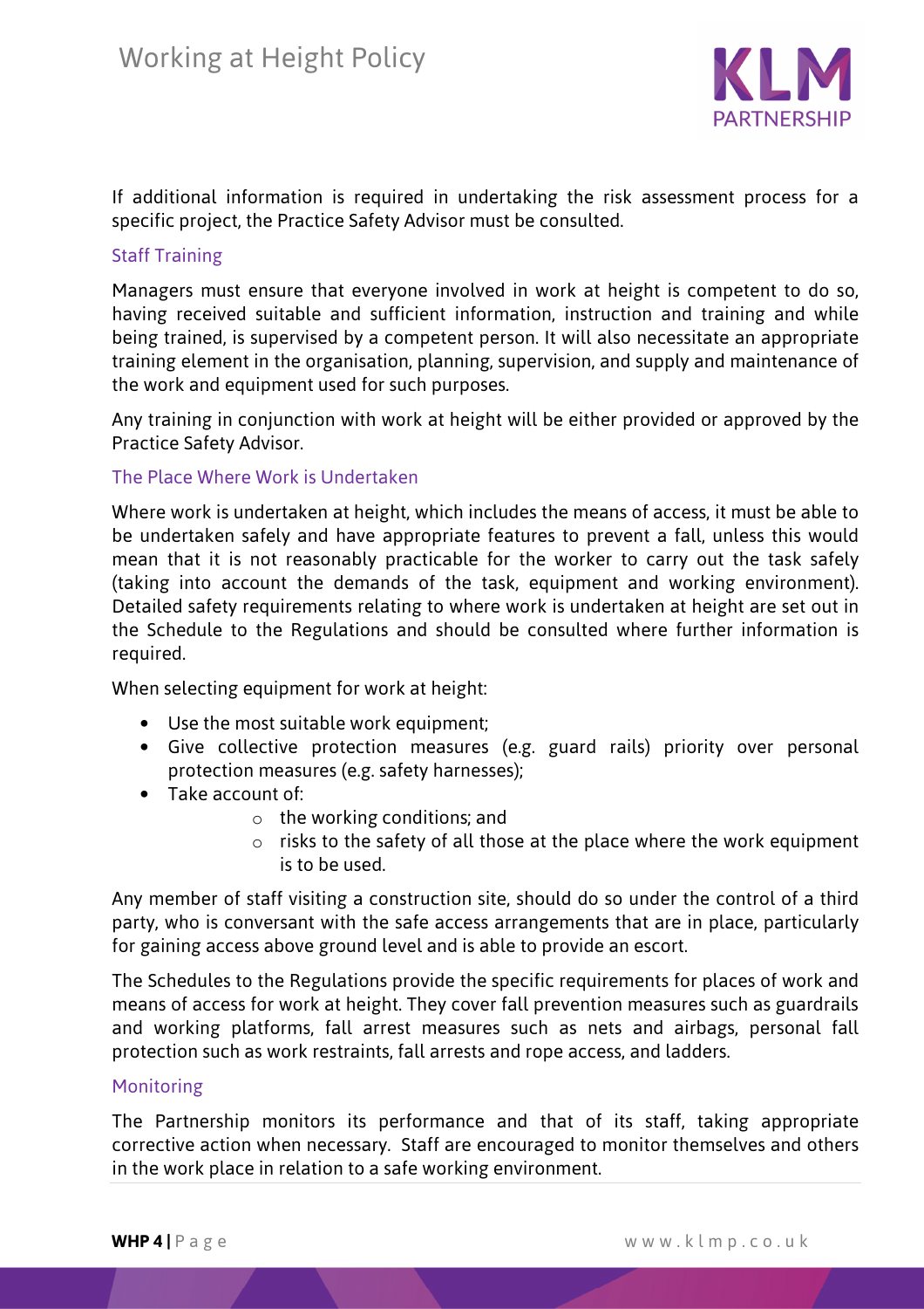If additional information is required in undertaking the risk assessment process for a specific project, the Practice Safety Advisor must be consulted.

## Staff Training

Managers must ensure that everyone involved in work at height is competent to do so, having received suitable and sufficient information, instruction and training and while being trained, is supervised by a competent person. It will also necessitate an appropriate training element in the organisation, planning, supervision, and supply and maintenance of the work and equipment used for such purposes.

Any training in conjunction with work at height will be either provided or approved by the Practice Safety Advisor.

## The Place Where Work is Undertaken

Where work is undertaken at height, which includes the means of access, it must be able to be undertaken safely and have appropriate features to prevent a fall, unless this would mean that it is not reasonably practicable for the worker to carry out the task safely (taking into account the demands of the task, equipment and working environment). Detailed safety requirements relating to where work is undertaken at height are set out in the Schedule to the Regulations and should be consulted where further information is required.

When selecting equipment for work at height:

- Use the most suitable work equipment;
- Give collective protection measures (e.g. guard rails) priority over personal protection measures (e.g. safety harnesses);
- Take account of:
    - the working conditions; and
    - risks to the safety of all those at the place where the work equipment is to be used.

Any member of staff visiting a construction site, should do so under the control of a third party, who is conversant with the safe access arrangements that are in place, particularly for gaining access above ground level and is able to provide an escort.

The Schedules to the Regulations provide the specific requirements for places of work and means of access for work at height. They cover fall prevention measures such as guardrails and working platforms, fall arrest measures such as nets and airbags, personal fall protection such as work restraints, fall arrests and rope access, and ladders.

## Monitoring

The Partnership monitors its performance and that of its staff, taking appropriate corrective action when necessary. Staff are encouraged to monitor themselves and others in the work place in relation to a safe working environment.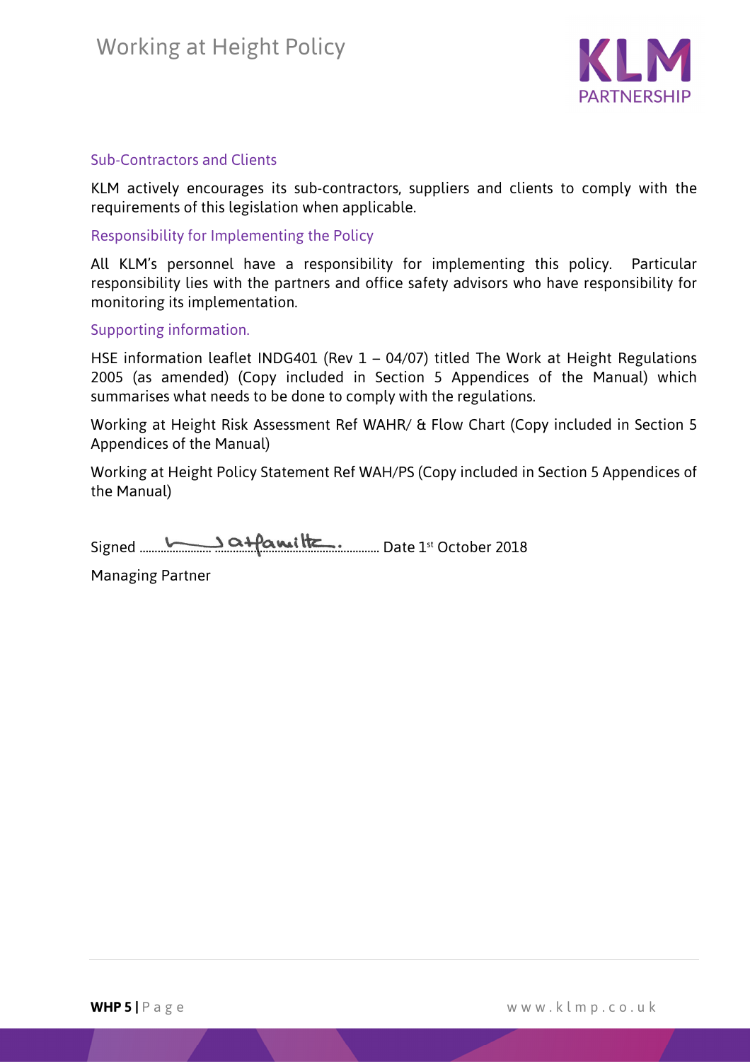### Sub-Contractors and Clients

KLM actively encourages its sub-contractors, suppliers and clients to comply with the requirements of this legislation when applicable.

### Responsibility for Implementing the Policy

All KLM's personnel have a responsibility for implementing this policy. Particular responsibility lies with the partners and office safety advisors who have responsibility for monitoring its implementation.

### Supporting information.

HSE information leaflet INDG401 (Rev 1 – 04/07) titled The Work at Height Regulations 2005 (as amended) (Copy included in Section 5 Appendices of the Manual) which summarises what needs to be done to comply with the regulations.

Working at Height Risk Assessment Ref WAHR/ & Flow Chart (Copy included in Section 5 Appendices of the Manual)

Working at Height Policy Statement Ref WAH/PS (Copy included in Section 5 Appendices of the Manual)

Signed ........................................................................ Date 1st October 2018

Managing Partner